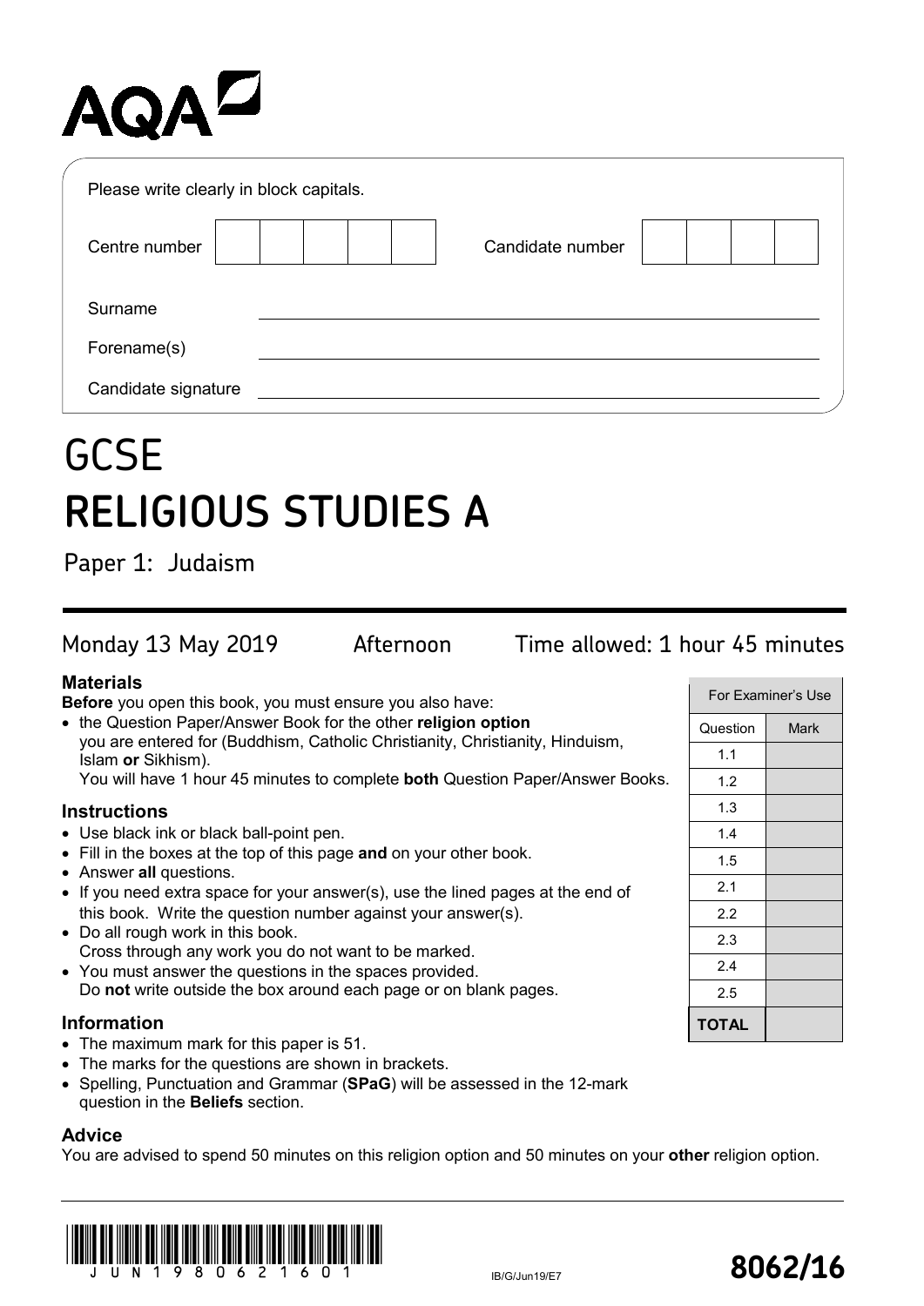AQA

Please write clearly in block capitals.

| Centre number | | Candidate number | |
|---|---|---|---|

Surname

Forename(s)

Candidate signature

# GCSE
# RELIGIOUS STUDIES A

Paper 1: Judaism

Monday 13 May 2019 Afternoon Time allowed: 1 hour 45 minutes

### Materials

**Before** you open this book, you must ensure you also have:

- the Question Paper/Answer Book for the other **religion option** you are entered for (Buddhism, Catholic Christianity, Christianity, Hinduism, Islam **or** Sikhism).
  You will have 1 hour 45 minutes to complete **both** Question Paper/Answer Books.

### Instructions

- Use black ink or black ball-point pen.
- Fill in the boxes at the top of this page **and** on your other book.
- Answer **all** questions.
- If you need extra space for your answer(s), use the lined pages at the end of this book. Write the question number against your answer(s).
- Do all rough work in this book.
  Cross through any work you do not want to be marked.
- You must answer the questions in the spaces provided.
  Do **not** write outside the box around each page or on blank pages.

### Information

- The maximum mark for this paper is 51.
- The marks for the questions are shown in brackets.
- Spelling, Punctuation and Grammar (**SPaG**) will be assessed in the 12-mark question in the **Beliefs** section.

### Advice

You are advised to spend 50 minutes on this religion option and 50 minutes on your **other** religion option.

| For Examiner's Use | |
|---|---|
| Question | Mark |
| 1.1 | |
| 1.2 | |
| 1.3 | |
| 1.4 | |
| 1.5 | |
| 2.1 | |
| 2.2 | |
| 2.3 | |
| 2.4 | |
| 2.5 | |
| **TOTAL** | |

IB/G/Jun19/E7

**8062/16**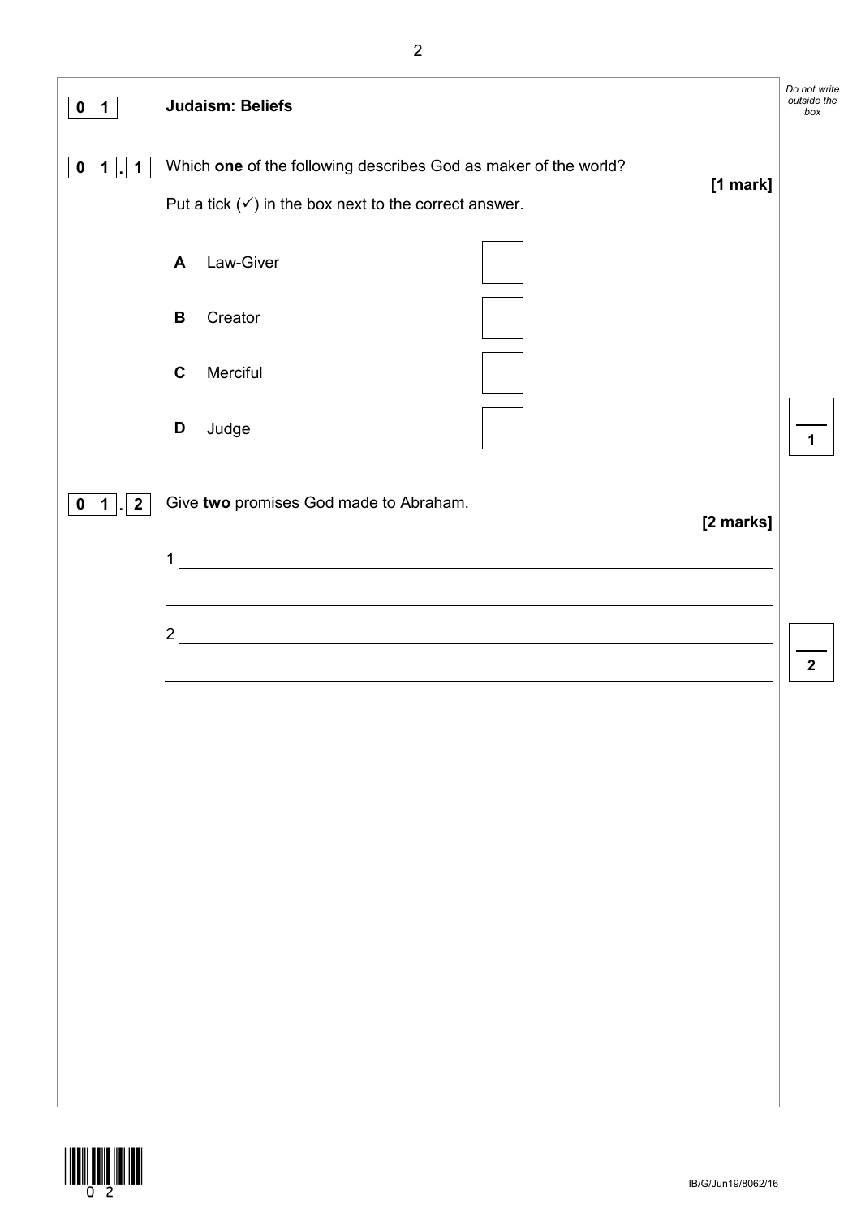## 0 1 Judaism: Beliefs

**0 1 . 1** Which **one** of the following describes God as maker of the world?

**[1 mark]**

Put a tick (✓) in the box next to the correct answer.

| | | |
|---|---|---|
| **A** | Law-Giver | ☐ |
| **B** | Creator | ☐ |
| **C** | Merciful | ☐ |
| **D** | Judge | ☐ |

**0 1 . 2** Give **two** promises God made to Abraham.

**[2 marks]**

1 ______________________________________________

______________________________________________

2 ______________________________________________

______________________________________________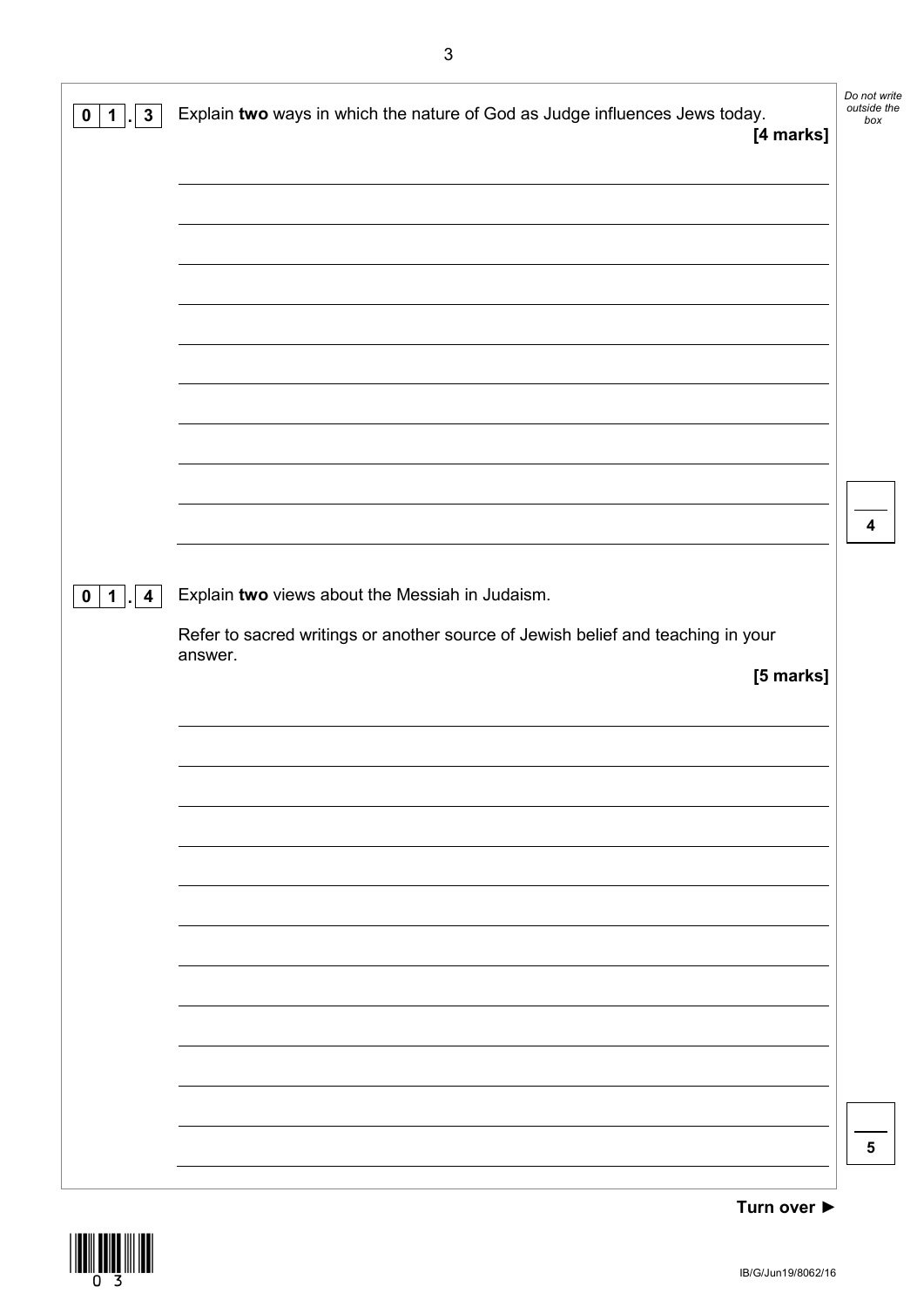**0 1 . 3** Explain **two** ways in which the nature of God as Judge influences Jews today.

**[4 marks]**

**0 1 . 4** Explain **two** views about the Messiah in Judaism.

Refer to sacred writings or another source of Jewish belief and teaching in your answer.

**[5 marks]**

**Turn over ►**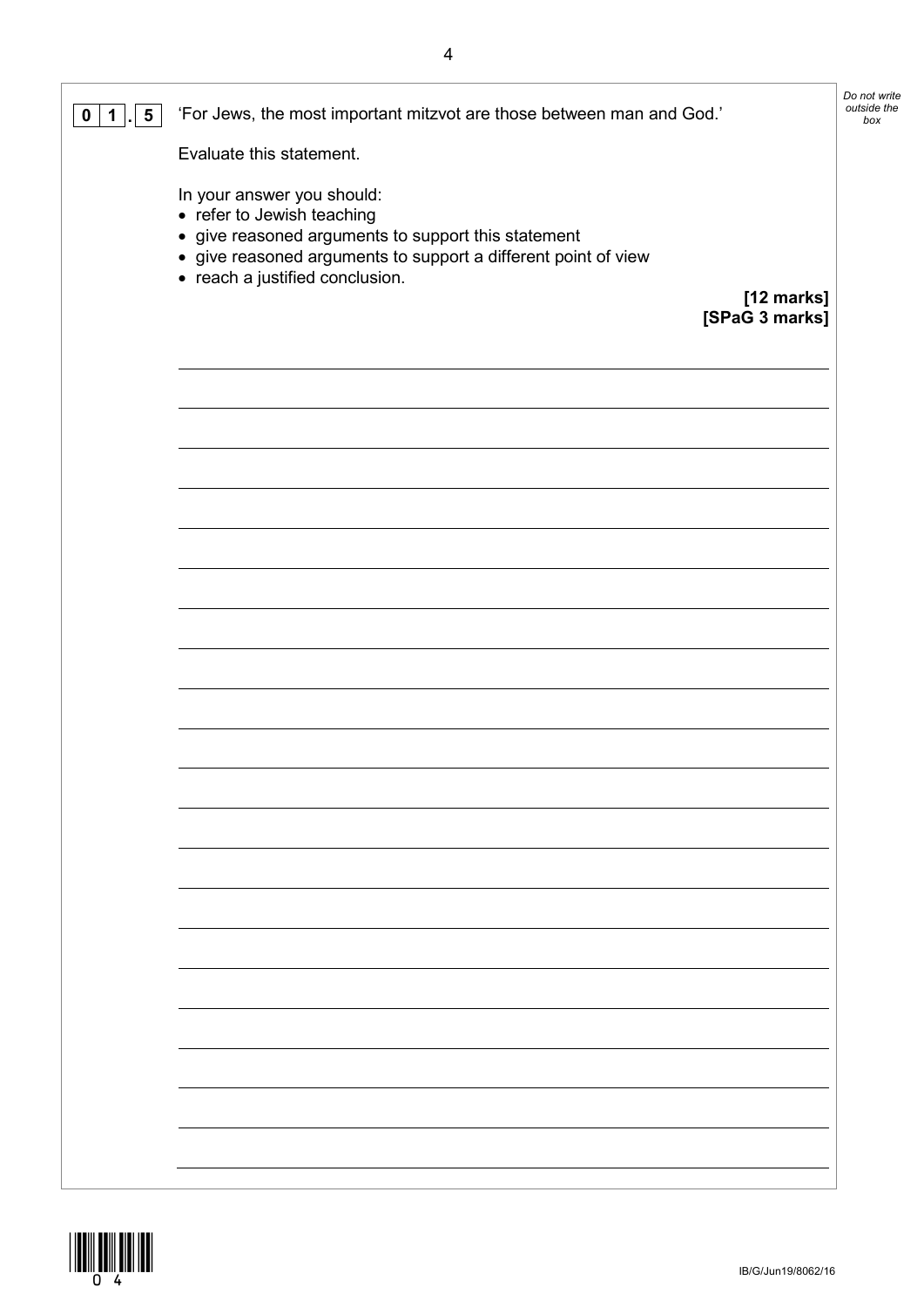**0 1 . 5** 'For Jews, the most important mitzvot are those between man and God.'

Evaluate this statement.

In your answer you should:

- refer to Jewish teaching
- give reasoned arguments to support this statement
- give reasoned arguments to support a different point of view
- reach a justified conclusion.

**[12 marks]**
**[SPaG 3 marks]**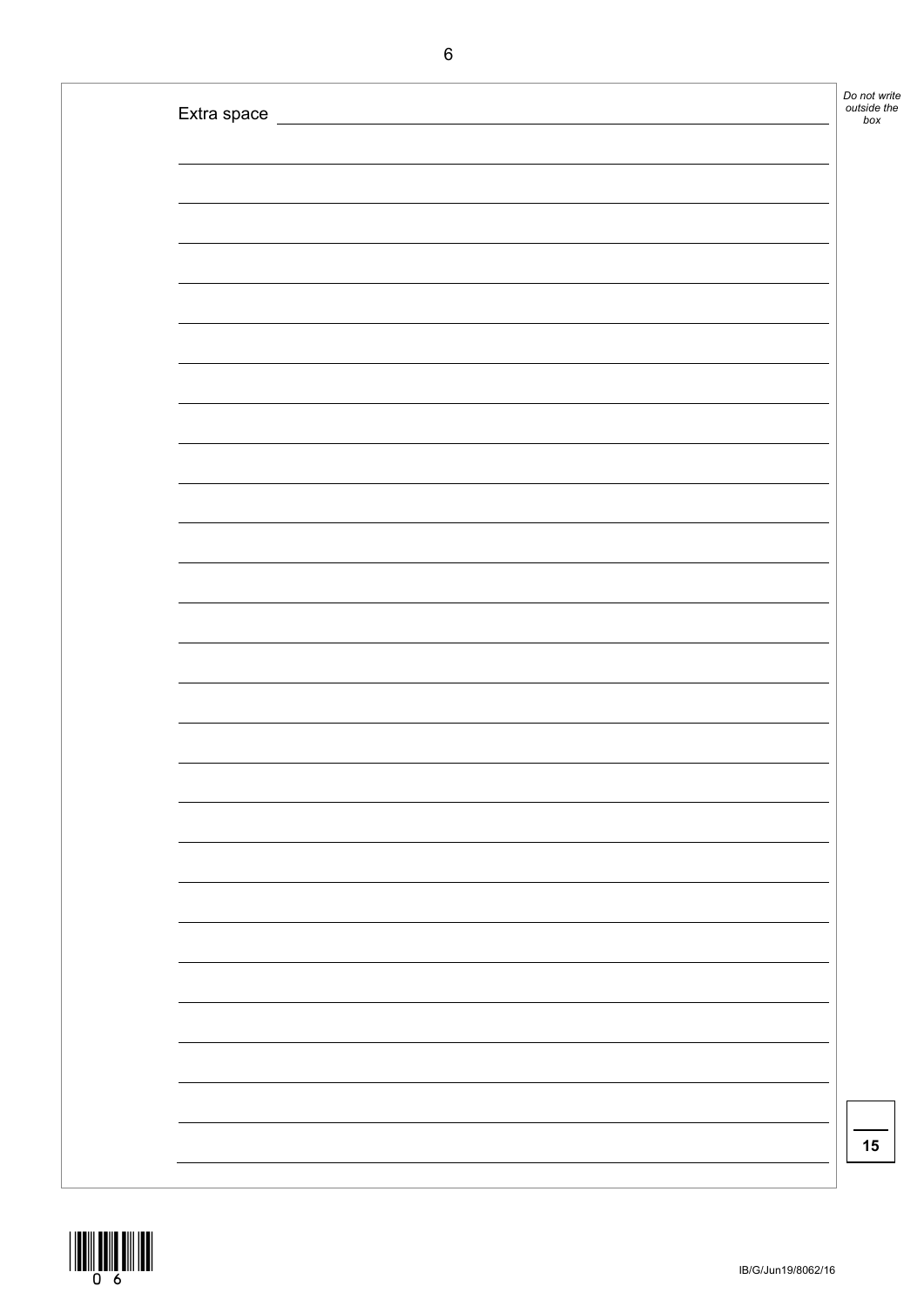Extra space

15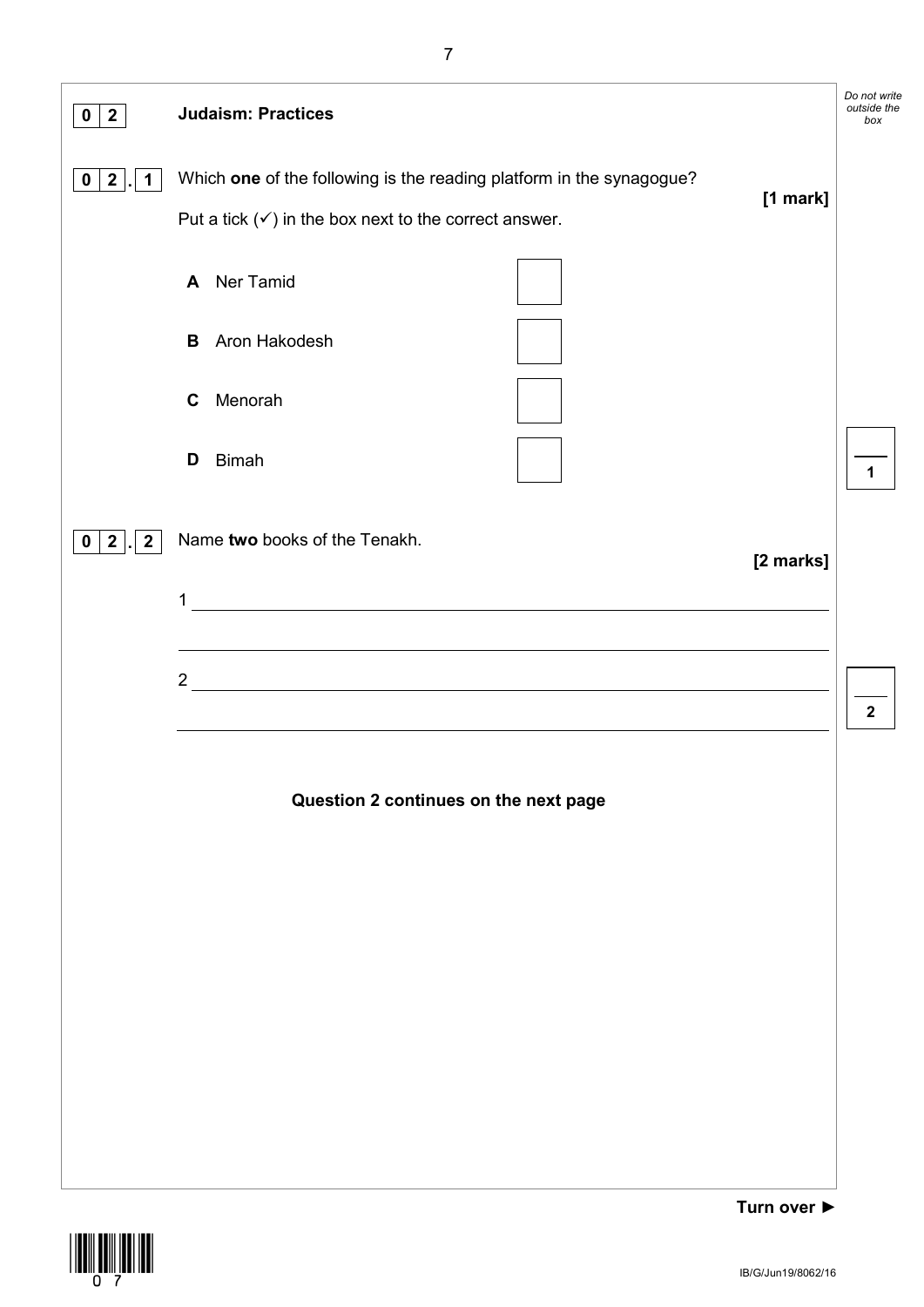## 0 2 Judaism: Practices

**0 2 . 1** Which **one** of the following is the reading platform in the synagogue?

**[1 mark]**

Put a tick (✓) in the box next to the correct answer.

- **A** Ner Tamid ☐
- **B** Aron Hakodesh ☐
- **C** Menorah ☐
- **D** Bimah ☐

**0 2 . 2** Name **two** books of the Tenakh.

**[2 marks]**

1 ______________________________________________

______________________________________________

2 ______________________________________________

______________________________________________

**Question 2 continues on the next page**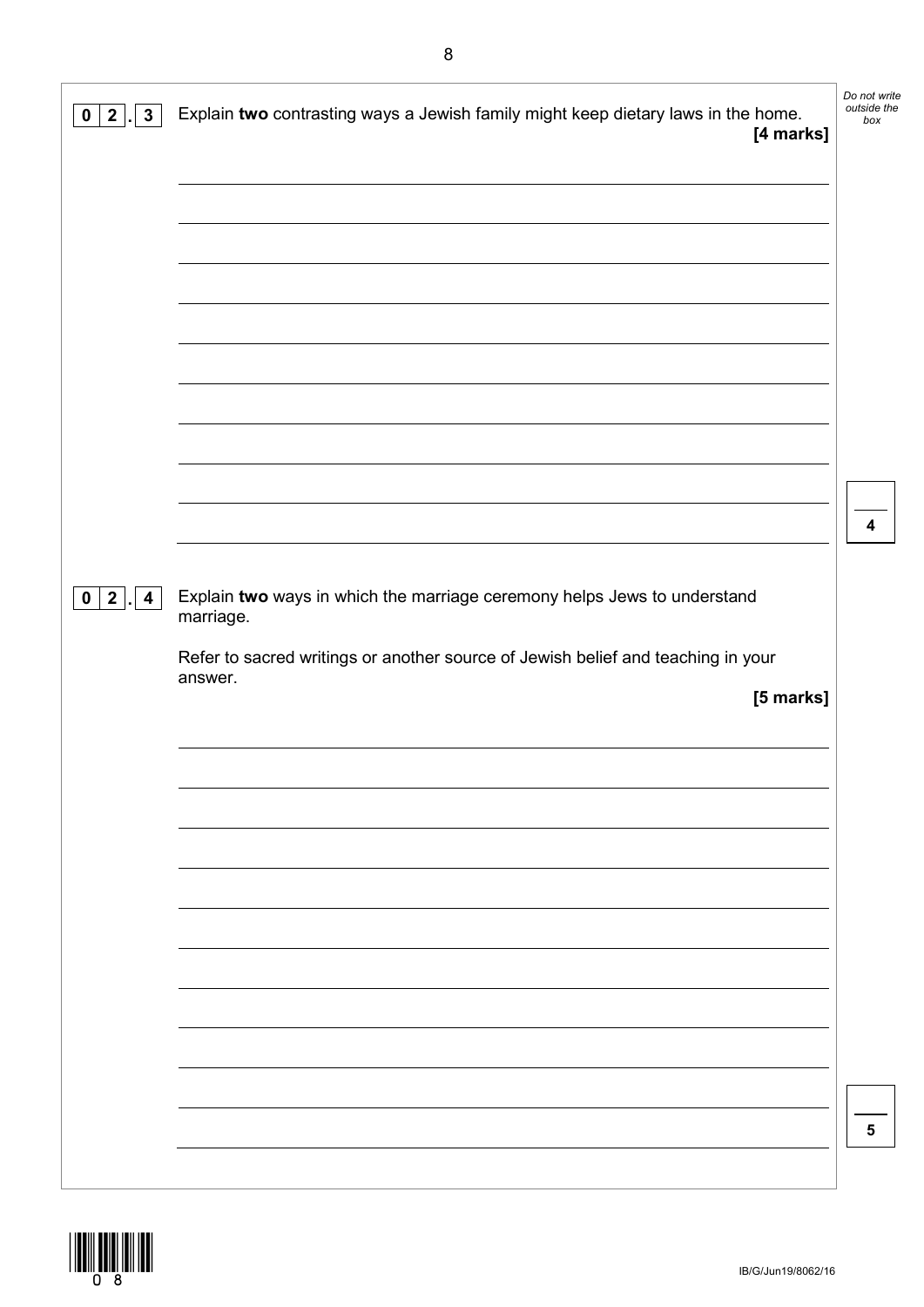**0 2 . 3** Explain **two** contrasting ways a Jewish family might keep dietary laws in the home.

**[4 marks]**

**0 2 . 4** Explain **two** ways in which the marriage ceremony helps Jews to understand marriage.

Refer to sacred writings or another source of Jewish belief and teaching in your answer.

**[5 marks]**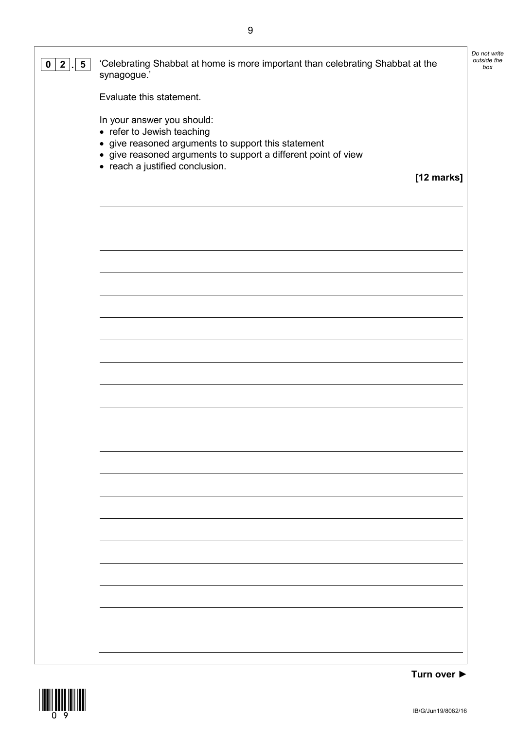**0 2 . 5** 'Celebrating Shabbat at home is more important than celebrating Shabbat at the synagogue.'

Evaluate this statement.

In your answer you should:

- refer to Jewish teaching
- give reasoned arguments to support this statement
- give reasoned arguments to support a different point of view
- reach a justified conclusion.

**[12 marks]**

**Turn over ►**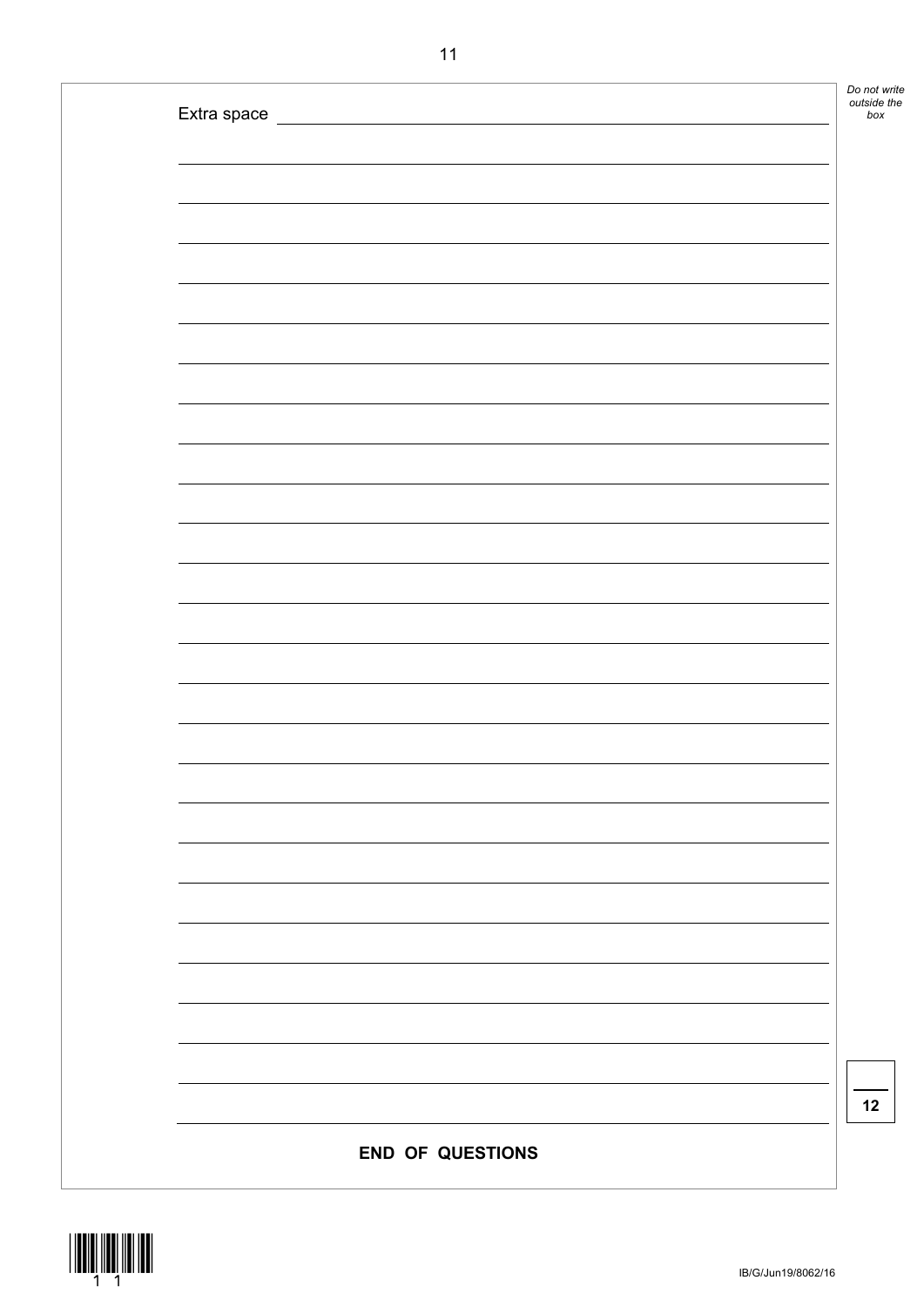Extra space

12

**END OF QUESTIONS**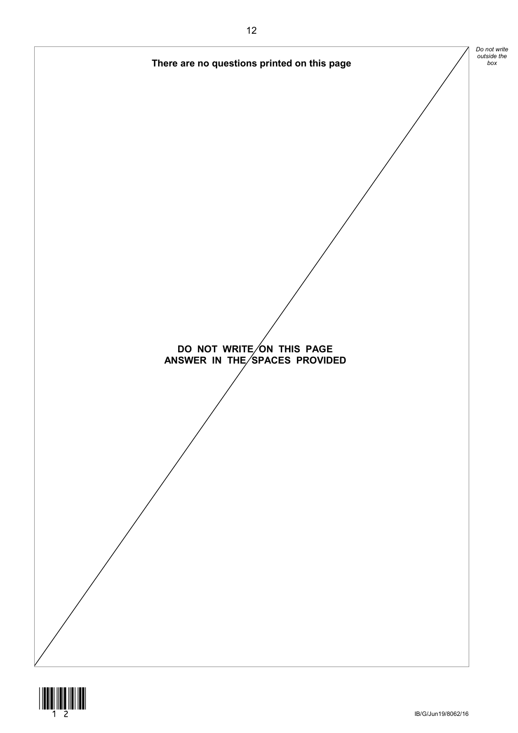**There are no questions printed on this page**

**DO NOT WRITE ON THIS PAGE**
**ANSWER IN THE SPACES PROVIDED**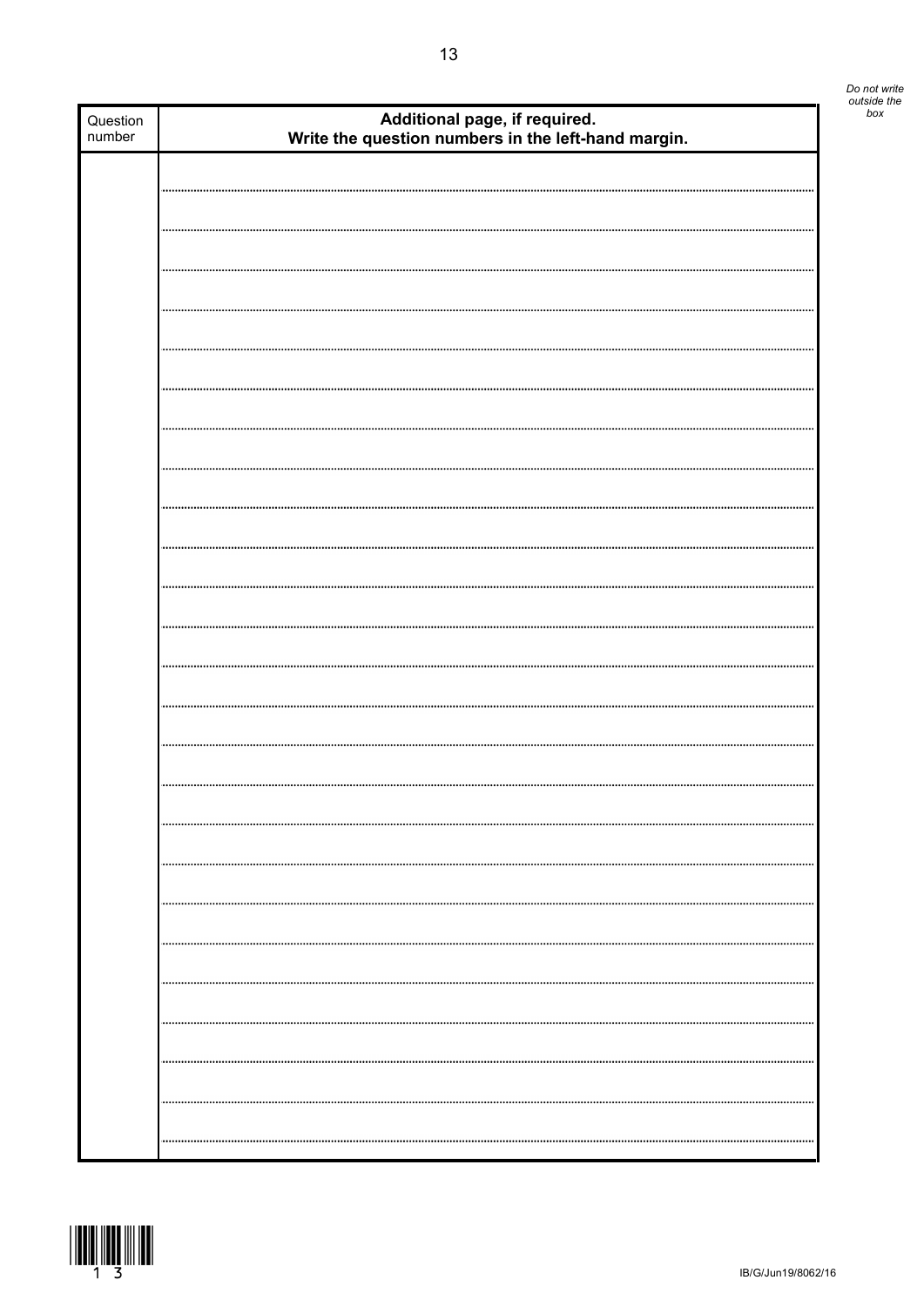*Do not write outside the box*

| Question number | **Additional page, if required. Write the question numbers in the left-hand margin.** |
| --- | --- |
| | |

IB/G/Jun19/8062/16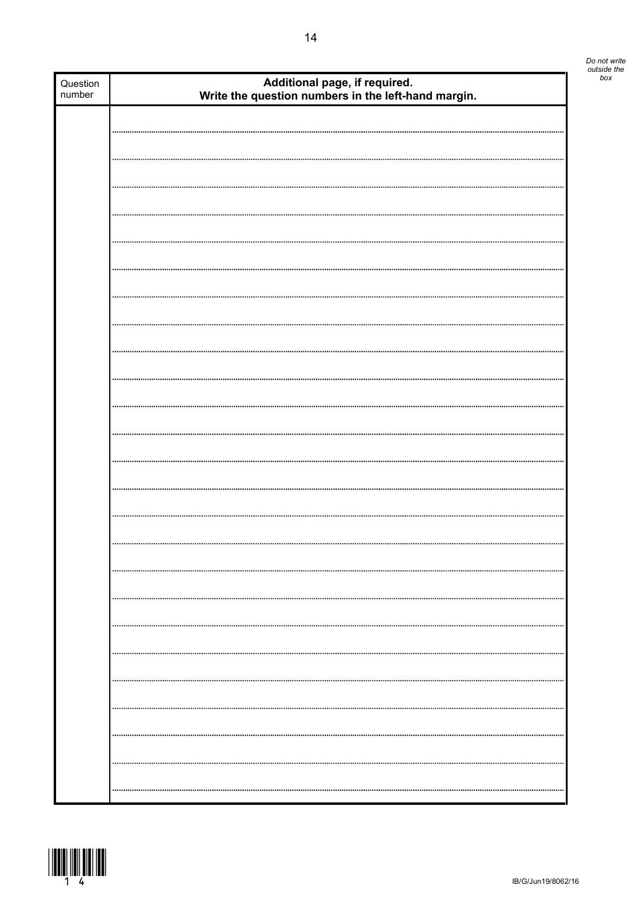| Question number | **Additional page, if required.** **Write the question numbers in the left-hand margin.** |
| --- | --- |
| | |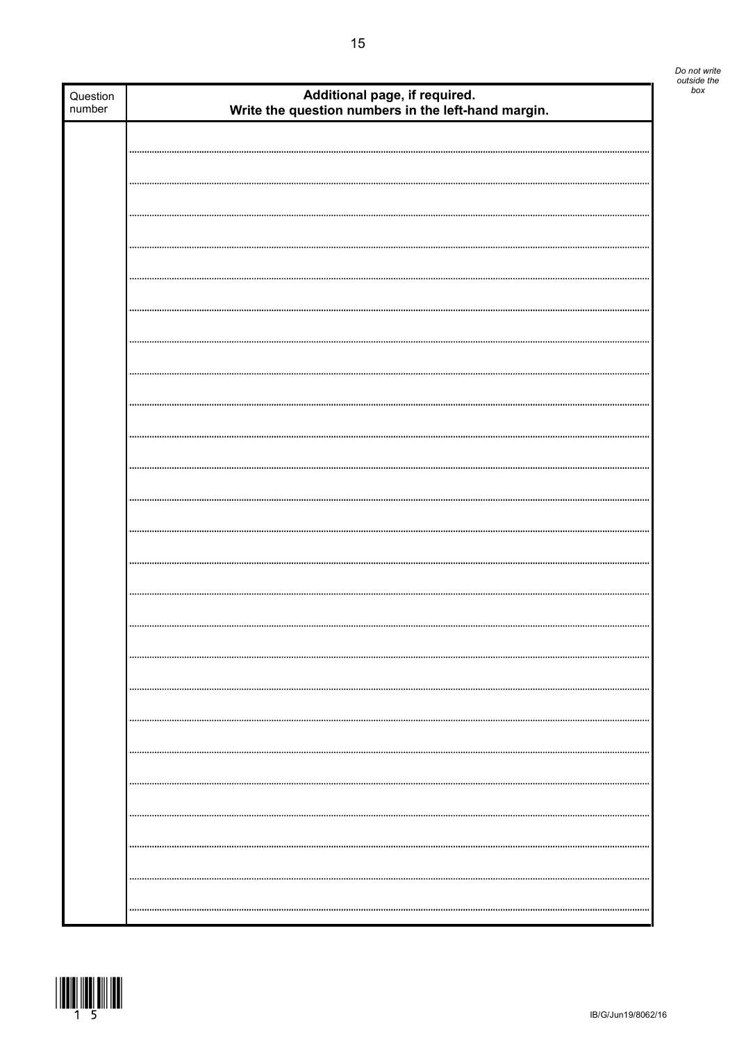*Do not write outside the box*

| Question number | **Additional page, if required. Write the question numbers in the left-hand margin.** |
| --- | --- |
| | |

IB/G/Jun19/8062/16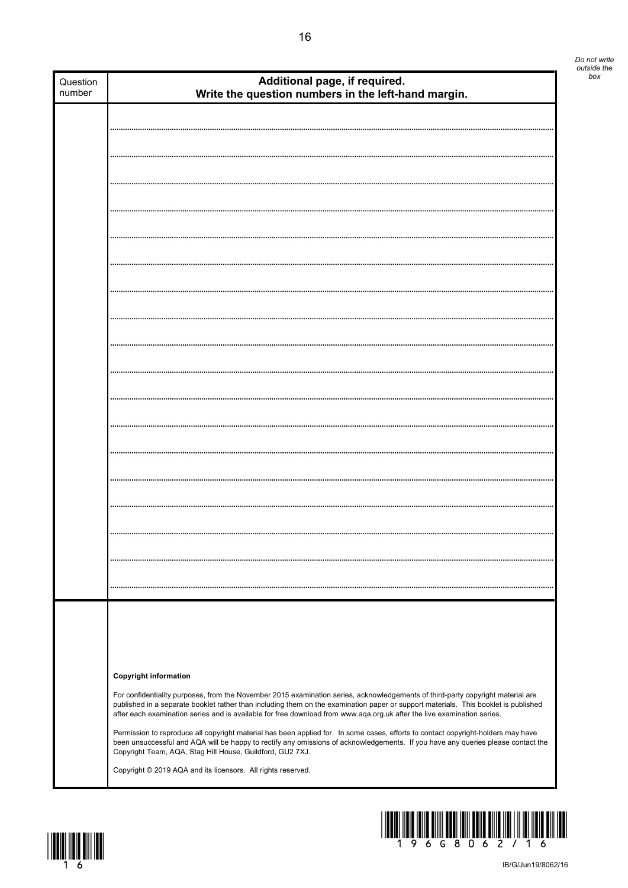*Do not write outside the box*

| Question number | **Additional page, if required. Write the question numbers in the left-hand margin.** |
|---|---|
| | |

**Copyright information**

For confidentiality purposes, from the November 2015 examination series, acknowledgements of third-party copyright material are published in a separate booklet rather than including them on the examination paper or support materials. This booklet is published after each examination series and is available for free download from www.aqa.org.uk after the live examination series.

Permission to reproduce all copyright material has been applied for. In some cases, efforts to contact copyright-holders may have been unsuccessful and AQA will be happy to rectify any omissions of acknowledgements. If you have any queries please contact the Copyright Team, AQA, Stag Hill House, Guildford, GU2 7XJ.

Copyright © 2019 AQA and its licensors. All rights reserved.

IB/G/Jun19/8062/16